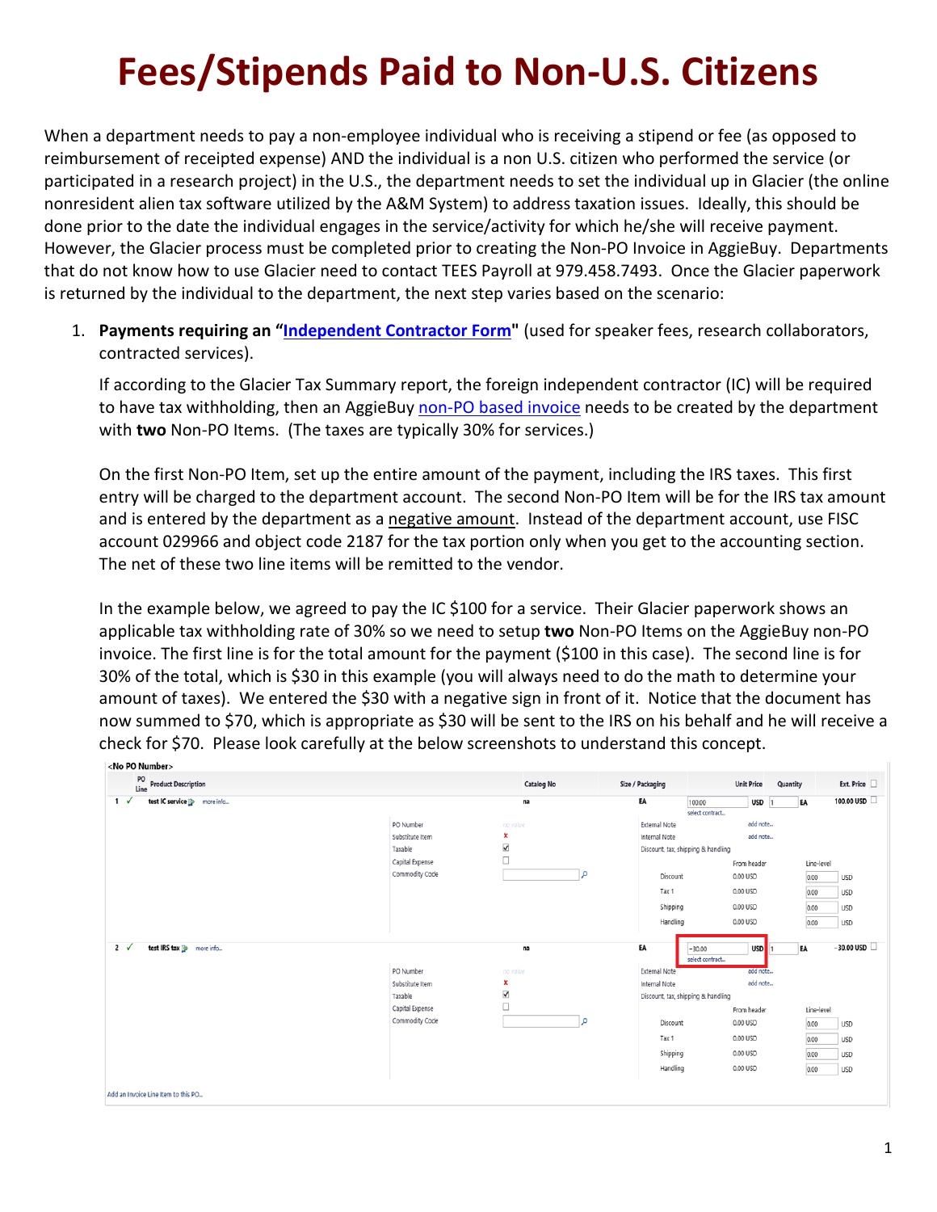# Fees/Stipends Paid to Non-U.S. Citizens

When a department needs to pay a non-employee individual who is receiving a stipend or fee (as opposed to reimbursement of receipted expense) AND the individual is a non U.S. citizen who performed the service (or participated in a research project) in the U.S., the department needs to set the individual up in Glacier (the online nonresident alien tax software utilized by the A&M System) to address taxation issues. Ideally, this should be done prior to the date the individual engages in the service/activity for which he/she will receive payment. However, the Glacier process must be completed prior to creating the Non-PO Invoice in AggieBuy. Departments that do not know how to use Glacier need to contact TEES Payroll at 979.458.7493. Once the Glacier paperwork is returned by the individual to the department, the next step varies based on the scenario:

1. **Payments requiring an "Independent Contractor Form"** (used for speaker fees, research collaborators, contracted services).

   If according to the Glacier Tax Summary report, the foreign independent contractor (IC) will be required to have tax withholding, then an AggieBuy non-PO based invoice needs to be created by the department with **two** Non-PO Items. (The taxes are typically 30% for services.)

   On the first Non-PO Item, set up the entire amount of the payment, including the IRS taxes. This first entry will be charged to the department account. The second Non-PO Item will be for the IRS tax amount and is entered by the department as a negative amount. Instead of the department account, use FISC account 029966 and object code 2187 for the tax portion only when you get to the accounting section. The net of these two line items will be remitted to the vendor.

   In the example below, we agreed to pay the IC $100 for a service. Their Glacier paperwork shows an applicable tax withholding rate of 30% so we need to setup **two** Non-PO Items on the AggieBuy non-PO invoice. The first line is for the total amount for the payment ($100 in this case). The second line is for 30% of the total, which is $30 in this example (you will always need to do the math to determine your amount of taxes). We entered the $30 with a negative sign in front of it. Notice that the document has now summed to $70, which is appropriate as $30 will be sent to the IRS on his behalf and he will receive a check for $70. Please look carefully at the below screenshots to understand this concept.

<No PO Number>

| PO Line | Product Description | Catalog No | Size / Packaging | Unit Price | Quantity | Ext. Price |
|---|---|---|---|---|---|---|
| 1 ✓ | test IC service more info... | na | EA | 100.00 USD | 1 EA | 100.00 USD |
| 2 ✓ | test IRS tax more info... | na | EA | -30.00 USD | 1 EA | -30.00 USD |

Line item details (each line): PO Number: no value; Substitute Item: ✗; Taxable: ☑; Capital Expense: ☐; Commodity Code; External Note: add note...; Internal Note: add note...; Discount, tax, shipping & handling — From header / Line-level: Discount 0.00 USD / 0.00 USD; Tax 1 0.00 USD / 0.00 USD; Shipping 0.00 USD / 0.00 USD; Handling 0.00 USD / 0.00 USD.

Add an Invoice Line Item to this PO...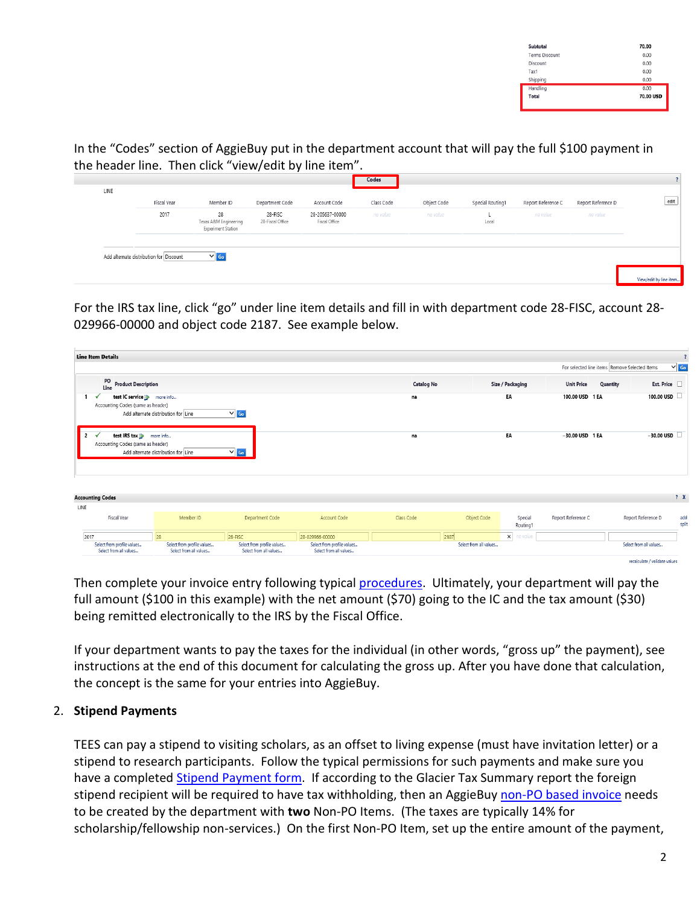| | |
|---|---|
| Subtotal | 70.00 |
| Terms Discount | 0.00 |
| Discount | 0.00 |
| Tax1 | 0.00 |
| Shipping | 0.00 |
| Handling | 0.00 |
| Total | 70.00 USD |

In the "Codes" section of AggieBuy put in the department account that will pay the full $100 payment in the header line. Then click "view/edit by line item".

| Fiscal Year | Member ID | Department Code | Account Code | Class Code | Object Code | Special Routing1 | Report Reference C | Report Reference D |
|---|---|---|---|---|---|---|---|---|
| 2017 | 28 Texas A&M Engineering Experiment Station | 28-FISC 28-Fiscal Office | 28-205637-00000 Fiscal Office | no value | no value | L Local | no value | no value |

For the IRS tax line, click "go" under line item details and fill in with department code 28-FISC, account 28-029966-00000 and object code 2187. See example below.

**Line Item Details**

| PO Line | Product Description | Catalog No | Size / Packaging | Unit Price | Quantity | Ext. Price |
|---|---|---|---|---|---|---|
| 1 | test IC service — Accounting Codes (same as header) | na | EA | 100.00 USD | 1 EA | 100.00 USD |
| 2 | test IRS tax — Accounting Codes (same as header) | na | EA | -30.00 USD | 1 EA | -30.00 USD |

**Accounting Codes**

| Fiscal Year | Member ID | Department Code | Account Code | Class Code | Object Code | Special Routing1 | Report Reference C | Report Reference D |
|---|---|---|---|---|---|---|---|---|
| 2017 | 28 | 28-FISC | 28-029966-00000 | | 2187 | no value | | |

Then complete your invoice entry following typical [procedures](). Ultimately, your department will pay the full amount ($100 in this example) with the net amount ($70) going to the IC and the tax amount ($30) being remitted electronically to the IRS by the Fiscal Office.

If your department wants to pay the taxes for the individual (in other words, "gross up" the payment), see instructions at the end of this document for calculating the gross up. After you have done that calculation, the concept is the same for your entries into AggieBuy.

2. **Stipend Payments**

TEES can pay a stipend to visiting scholars, as an offset to living expense (must have invitation letter) or a stipend to research participants. Follow the typical permissions for such payments and make sure you have a completed [Stipend Payment form](). If according to the Glacier Tax Summary report the foreign stipend recipient will be required to have tax withholding, then an AggieBuy [non-PO based invoice]() needs to be created by the department with **two** Non-PO Items. (The taxes are typically 14% for scholarship/fellowship non-services.) On the first Non-PO Item, set up the entire amount of the payment,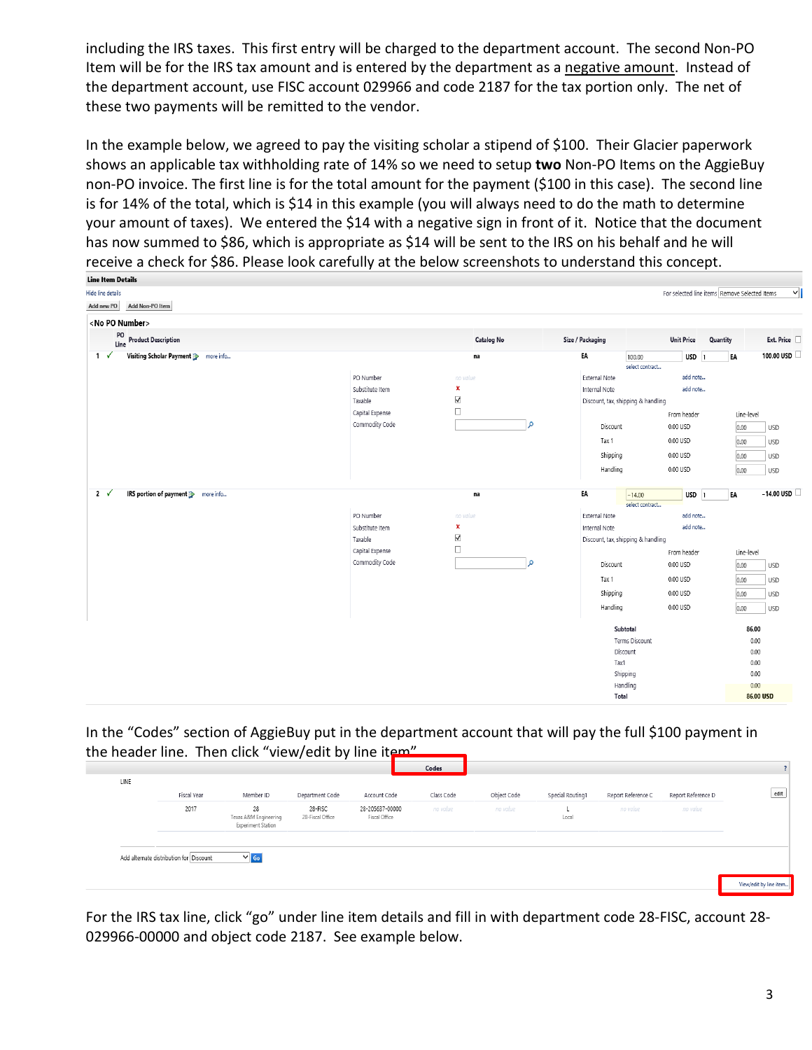including the IRS taxes. This first entry will be charged to the department account. The second Non-PO Item will be for the IRS tax amount and is entered by the department as a negative amount. Instead of the department account, use FISC account 029966 and code 2187 for the tax portion only. The net of these two payments will be remitted to the vendor.

In the example below, we agreed to pay the visiting scholar a stipend of $100. Their Glacier paperwork shows an applicable tax withholding rate of 14% so we need to setup **two** Non-PO Items on the AggieBuy non-PO invoice. The first line is for the total amount for the payment ($100 in this case). The second line is for 14% of the total, which is $14 in this example (you will always need to do the math to determine your amount of taxes). We entered the $14 with a negative sign in front of it. Notice that the document has now summed to $86, which is appropriate as $14 will be sent to the IRS on his behalf and he will receive a check for $86. Please look carefully at the below screenshots to understand this concept.

**Line Item Details**

Hide line details | For selected line items: Remove Selected Items

Add new PO | Add Non-PO Item

<No PO Number>

| PO Line | Product Description | Catalog No | Size / Packaging | Unit Price | Quantity | Ext. Price |
|---|---|---|---|---|---|---|
| 1 ✓ | Visiting Scholar Payment | na | EA | 100.00 USD | 1 EA | 100.00 USD |
| 2 ✓ | IRS portion of payment | na | EA | -14.00 USD | 1 EA | -14.00 USD |

Line details (each line): PO Number: no value; Substitute Item: x; Taxable: ☑; Capital Expense: ☐; Commodity Code; External Note: add note...; Internal Note: add note...

Discount, tax, shipping & handling:

| | From header | Line-level |
|---|---|---|
| Discount | 0.00 USD | 0.00 USD |
| Tax 1 | 0.00 USD | 0.00 USD |
| Shipping | 0.00 USD | 0.00 USD |
| Handling | 0.00 USD | 0.00 USD |

| | |
|---|---|
| Subtotal | 86.00 |
| Terms Discount | 0.00 |
| Discount | 0.00 |
| Tax1 | 0.00 |
| Shipping | 0.00 |
| Handling | 0.00 |
| Total | 86.00 USD |

In the "Codes" section of AggieBuy put in the department account that will pay the full $100 payment in the header line. Then click "view/edit by line item".

**Codes**

| LINE | Fiscal Year | Member ID | Department Code | Account Code | Class Code | Object Code | Special Routing1 | Report Reference C | Report Reference D |
|---|---|---|---|---|---|---|---|---|---|
| | 2017 | 28 Texas A&M Engineering Experiment Station | 28-FISC 28-Fiscal Office | 28-205637-00000 Fiscal Office | no value | no value | L Local | no value | no value |

Add alternate distribution for: Discount | Go

View/edit by line item...

For the IRS tax line, click "go" under line item details and fill in with department code 28-FISC, account 28-029966-00000 and object code 2187. See example below.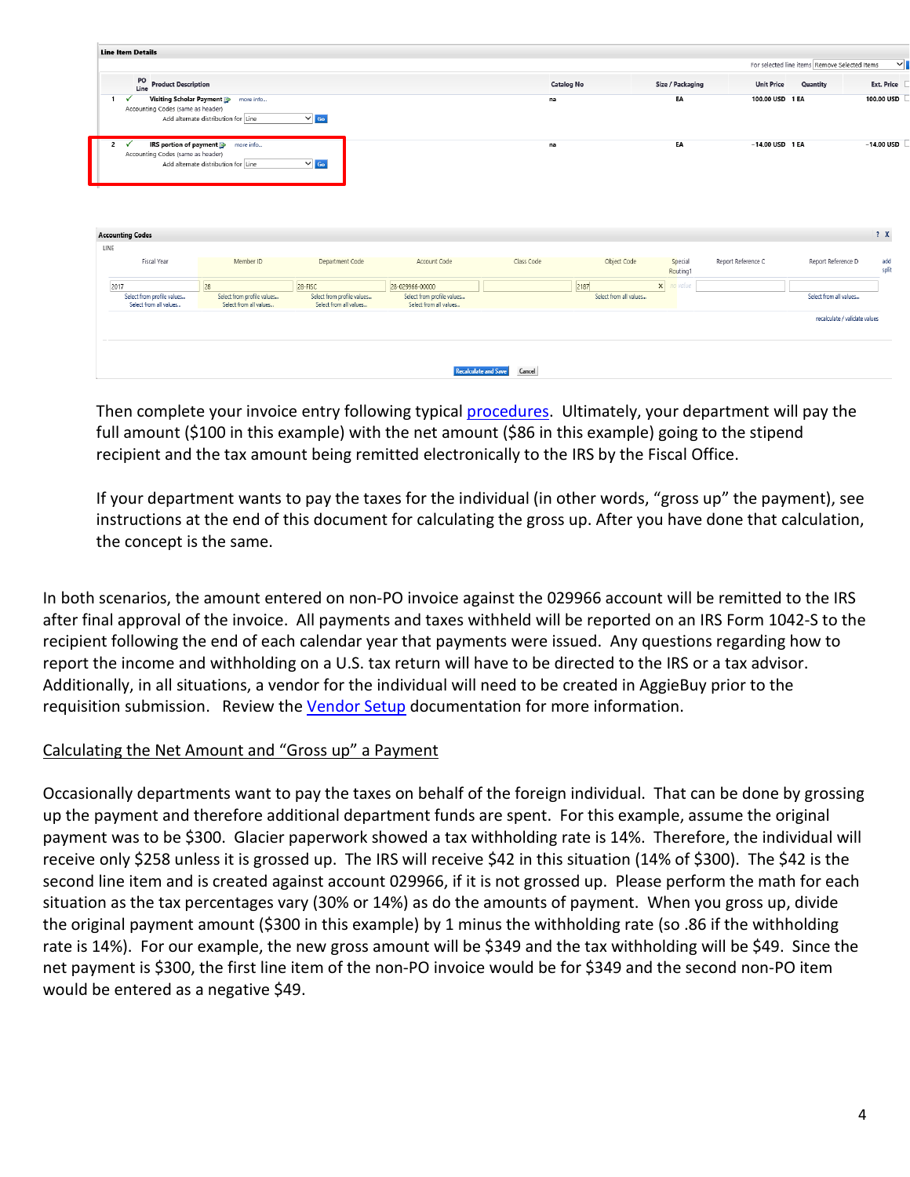**Line Item Details**

| PO Line | Product Description | Catalog No | Size / Packaging | Unit Price | Quantity | Ext. Price |
|---|---|---|---|---|---|---|
| 1 | Visiting Scholar Payment more info... Accounting Codes (same as header) Add alternate distribution for Line Go | na | EA | 100.00 USD | 1 EA | 100.00 USD |
| 2 | IRS portion of payment more info... Accounting Codes (same as header) Add alternate distribution for Line Go | na | EA | -14.00 USD | 1 EA | -14.00 USD |

**Accounting Codes**

LINE

| Fiscal Year | Member ID | Department Code | Account Code | Class Code | Object Code | Special Routing1 | Report Reference C | Report Reference D |
|---|---|---|---|---|---|---|---|---|
| 2017 | 28 | 28-FISC | 28-029966-00000 | | 2187 | no value | | |

Recalculate and Save | Cancel

Then complete your invoice entry following typical procedures. Ultimately, your department will pay the full amount ($100 in this example) with the net amount ($86 in this example) going to the stipend recipient and the tax amount being remitted electronically to the IRS by the Fiscal Office.

If your department wants to pay the taxes for the individual (in other words, "gross up" the payment), see instructions at the end of this document for calculating the gross up. After you have done that calculation, the concept is the same.

In both scenarios, the amount entered on non-PO invoice against the 029966 account will be remitted to the IRS after final approval of the invoice. All payments and taxes withheld will be reported on an IRS Form 1042-S to the recipient following the end of each calendar year that payments were issued. Any questions regarding how to report the income and withholding on a U.S. tax return will have to be directed to the IRS or a tax advisor. Additionally, in all situations, a vendor for the individual will need to be created in AggieBuy prior to the requisition submission. Review the Vendor Setup documentation for more information.

## Calculating the Net Amount and "Gross up" a Payment

Occasionally departments want to pay the taxes on behalf of the foreign individual. That can be done by grossing up the payment and therefore additional department funds are spent. For this example, assume the original payment was to be $300. Glacier paperwork showed a tax withholding rate is 14%. Therefore, the individual will receive only $258 unless it is grossed up. The IRS will receive $42 in this situation (14% of $300). The $42 is the second line item and is created against account 029966, if it is not grossed up. Please perform the math for each situation as the tax percentages vary (30% or 14%) as do the amounts of payment. When you gross up, divide the original payment amount ($300 in this example) by 1 minus the withholding rate (so .86 if the withholding rate is 14%). For our example, the new gross amount will be $349 and the tax withholding will be $49. Since the net payment is $300, the first line item of the non-PO invoice would be for $349 and the second non-PO item would be entered as a negative $49.